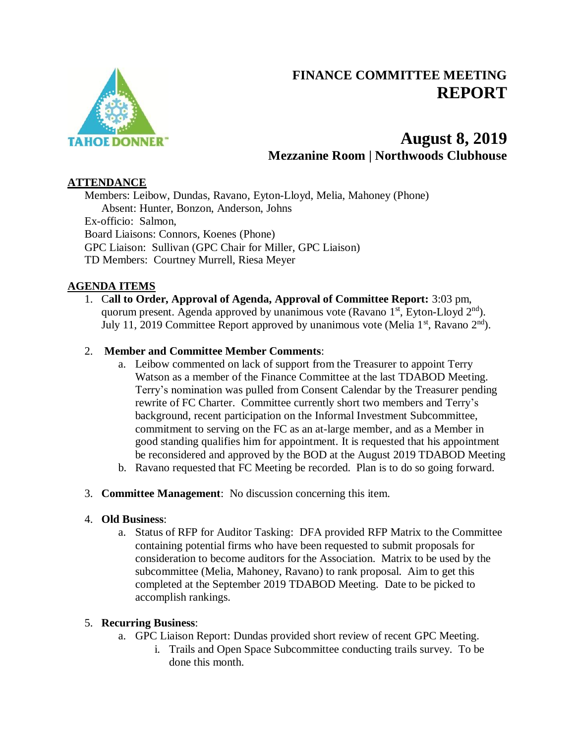# FINANCE COMMITTEE MEETING REPORT

## August 8, 2019

### Mezzanine Room | Northwoods Clubhouse

**ATTENDANCE**

Members: Leibow, Dundas, Ravano, Eyton-Lloyd, Melia, Mahoney (Phone)
Absent: Hunter, Bonzon, Anderson, Johns
Ex-officio: Salmon,
Board Liaisons: Connors, Koenes (Phone)
GPC Liaison: Sullivan (GPC Chair for Miller, GPC Liaison)
TD Members: Courtney Murrell, Riesa Meyer

**AGENDA ITEMS**

1. C**all to Order, Approval of Agenda, Approval of Committee Report:** 3:03 pm, quorum present. Agenda approved by unanimous vote (Ravano 1st, Eyton-Lloyd 2nd). July 11, 2019 Committee Report approved by unanimous vote (Melia 1st, Ravano 2nd).

2. **Member and Committee Member Comments**:
   a. Leibow commented on lack of support from the Treasurer to appoint Terry Watson as a member of the Finance Committee at the last TDABOD Meeting. Terry's nomination was pulled from Consent Calendar by the Treasurer pending rewrite of FC Charter. Committee currently short two members and Terry's background, recent participation on the Informal Investment Subcommittee, commitment to serving on the FC as an at-large member, and as a Member in good standing qualifies him for appointment. It is requested that his appointment be reconsidered and approved by the BOD at the August 2019 TDABOD Meeting
   b. Ravano requested that FC Meeting be recorded. Plan is to do so going forward.

3. **Committee Management**: No discussion concerning this item.

4. **Old Business**:
   a. Status of RFP for Auditor Tasking: DFA provided RFP Matrix to the Committee containing potential firms who have been requested to submit proposals for consideration to become auditors for the Association. Matrix to be used by the subcommittee (Melia, Mahoney, Ravano) to rank proposal. Aim to get this completed at the September 2019 TDABOD Meeting. Date to be picked to accomplish rankings.

5. **Recurring Business**:
   a. GPC Liaison Report: Dundas provided short review of recent GPC Meeting.
      i. Trails and Open Space Subcommittee conducting trails survey. To be done this month.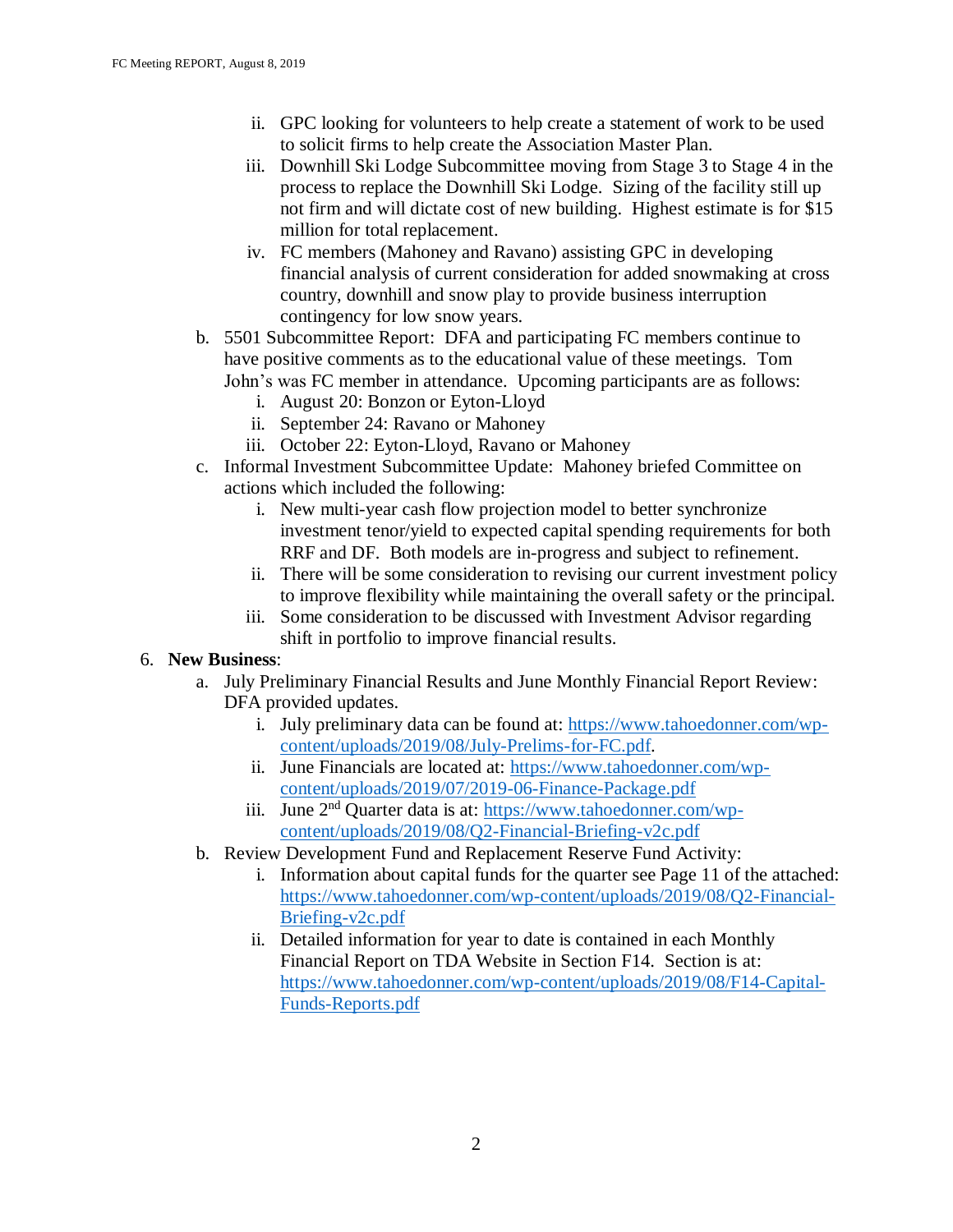ii. GPC looking for volunteers to help create a statement of work to be used to solicit firms to help create the Association Master Plan.
   iii. Downhill Ski Lodge Subcommittee moving from Stage 3 to Stage 4 in the process to replace the Downhill Ski Lodge. Sizing of the facility still up not firm and will dictate cost of new building. Highest estimate is for $15 million for total replacement.
   iv. FC members (Mahoney and Ravano) assisting GPC in developing financial analysis of current consideration for added snowmaking at cross country, downhill and snow play to provide business interruption contingency for low snow years.

b. 5501 Subcommittee Report: DFA and participating FC members continue to have positive comments as to the educational value of these meetings. Tom John's was FC member in attendance. Upcoming participants are as follows:
   i. August 20: Bonzon or Eyton-Lloyd
   ii. September 24: Ravano or Mahoney
   iii. October 22: Eyton-Lloyd, Ravano or Mahoney

c. Informal Investment Subcommittee Update: Mahoney briefed Committee on actions which included the following:
   i. New multi-year cash flow projection model to better synchronize investment tenor/yield to expected capital spending requirements for both RRF and DF. Both models are in-progress and subject to refinement.
   ii. There will be some consideration to revising our current investment policy to improve flexibility while maintaining the overall safety or the principal.
   iii. Some consideration to be discussed with Investment Advisor regarding shift in portfolio to improve financial results.

6. **New Business**:
   a. July Preliminary Financial Results and June Monthly Financial Report Review: DFA provided updates.
      i. July preliminary data can be found at: https://www.tahoedonner.com/wp-content/uploads/2019/08/July-Prelims-for-FC.pdf.
      ii. June Financials are located at: https://www.tahoedonner.com/wp-content/uploads/2019/07/2019-06-Finance-Package.pdf
      iii. June 2nd Quarter data is at: https://www.tahoedonner.com/wp-content/uploads/2019/08/Q2-Financial-Briefing-v2c.pdf
   b. Review Development Fund and Replacement Reserve Fund Activity:
      i. Information about capital funds for the quarter see Page 11 of the attached: https://www.tahoedonner.com/wp-content/uploads/2019/08/Q2-Financial-Briefing-v2c.pdf
      ii. Detailed information for year to date is contained in each Monthly Financial Report on TDA Website in Section F14. Section is at: https://www.tahoedonner.com/wp-content/uploads/2019/08/F14-Capital-Funds-Reports.pdf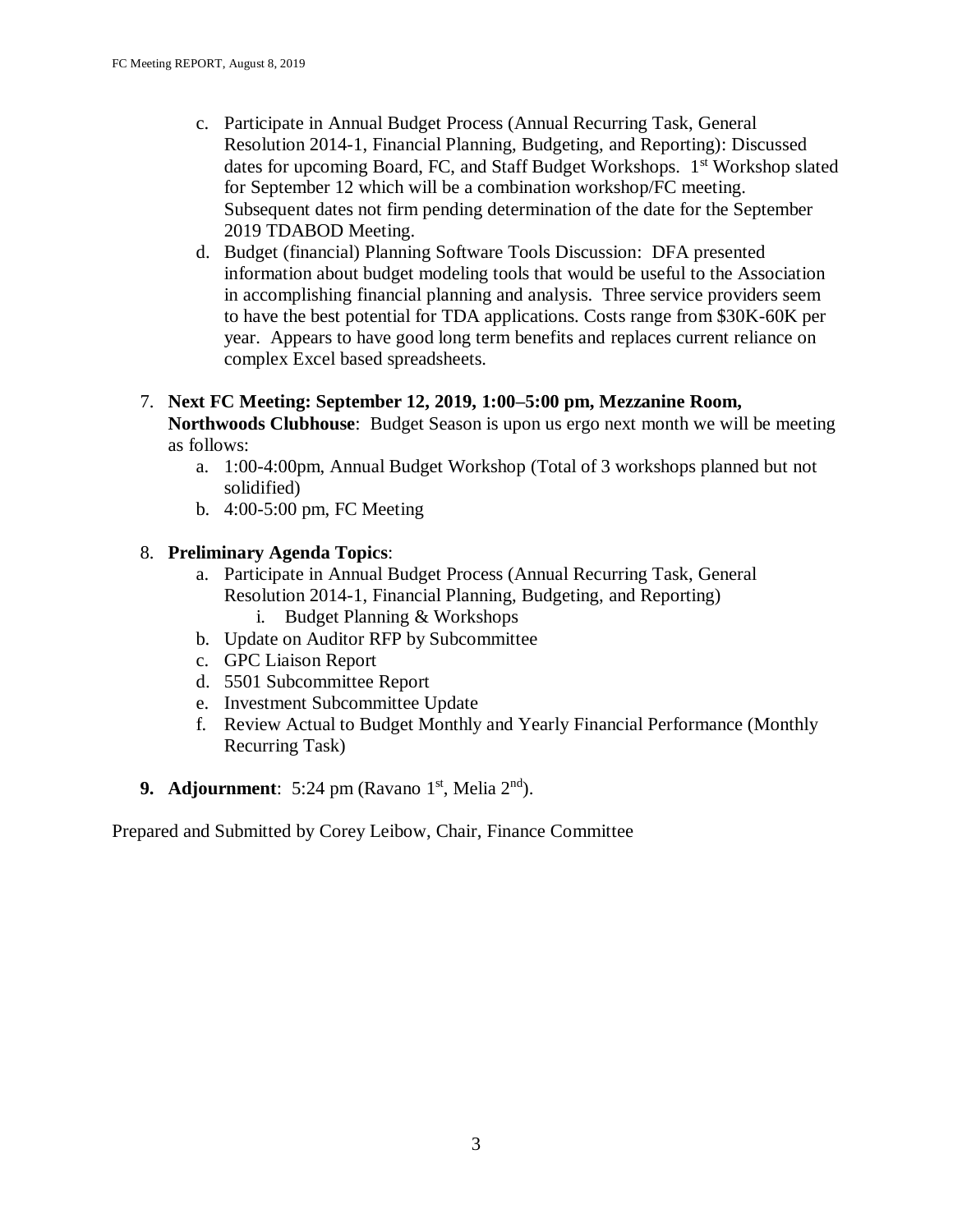c. Participate in Annual Budget Process (Annual Recurring Task, General Resolution 2014-1, Financial Planning, Budgeting, and Reporting): Discussed dates for upcoming Board, FC, and Staff Budget Workshops. 1st Workshop slated for September 12 which will be a combination workshop/FC meeting. Subsequent dates not firm pending determination of the date for the September 2019 TDABOD Meeting.
   d. Budget (financial) Planning Software Tools Discussion: DFA presented information about budget modeling tools that would be useful to the Association in accomplishing financial planning and analysis. Three service providers seem to have the best potential for TDA applications. Costs range from $30K-60K per year. Appears to have good long term benefits and replaces current reliance on complex Excel based spreadsheets.

7. **Next FC Meeting: September 12, 2019, 1:00–5:00 pm, Mezzanine Room, Northwoods Clubhouse**: Budget Season is upon us ergo next month we will be meeting as follows:
   a. 1:00-4:00pm, Annual Budget Workshop (Total of 3 workshops planned but not solidified)
   b. 4:00-5:00 pm, FC Meeting

8. **Preliminary Agenda Topics**:
   a. Participate in Annual Budget Process (Annual Recurring Task, General Resolution 2014-1, Financial Planning, Budgeting, and Reporting)
      i. Budget Planning & Workshops
   b. Update on Auditor RFP by Subcommittee
   c. GPC Liaison Report
   d. 5501 Subcommittee Report
   e. Investment Subcommittee Update
   f. Review Actual to Budget Monthly and Yearly Financial Performance (Monthly Recurring Task)

9. **Adjournment**: 5:24 pm (Ravano 1st, Melia 2nd).

Prepared and Submitted by Corey Leibow, Chair, Finance Committee